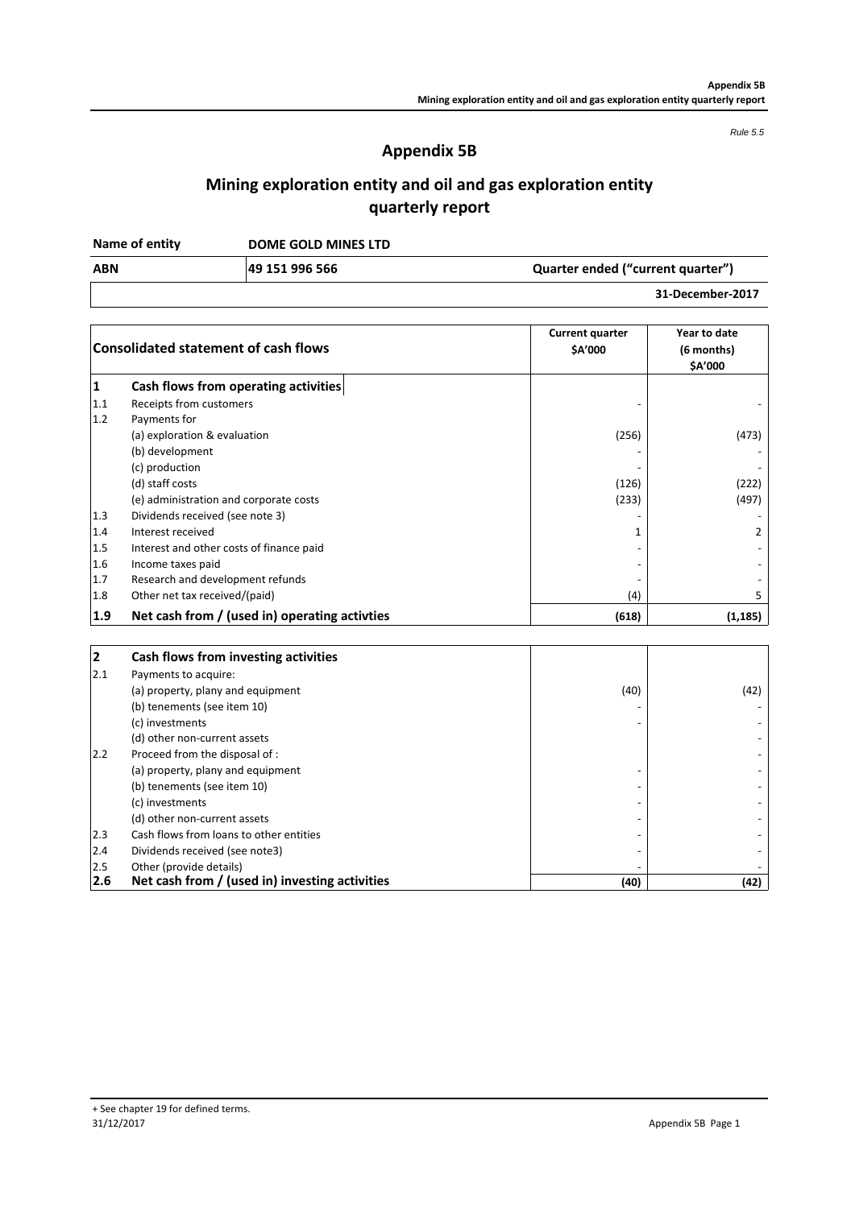*Rule 5.5*

# Appendix 5B

## Mining exploration entity and oil and gas exploration entity quarterly report

| Name of entity | DOME GOLD MINES LTD | |
|---|---|---|
| **ABN** | **49 151 996 566** | **Quarter ended ("current quarter")** |
| | | **31-December-2017** |

| | Consolidated statement of cash flows | Current quarter $A'000 | Year to date (6 months) $A'000 |
|---|---|---|---|
| **1** | **Cash flows from operating activities** | | |
| 1.1 | Receipts from customers | - | - |
| 1.2 | Payments for | | |
| | (a) exploration & evaluation | (256) | (473) |
| | (b) development | - | - |
| | (c) production | - | - |
| | (d) staff costs | (126) | (222) |
| | (e) administration and corporate costs | (233) | (497) |
| 1.3 | Dividends received (see note 3) | - | - |
| 1.4 | Interest received | 1 | 2 |
| 1.5 | Interest and other costs of finance paid | - | - |
| 1.6 | Income taxes paid | - | - |
| 1.7 | Research and development refunds | - | - |
| 1.8 | Other net tax received/(paid) | (4) | 5 |
| **1.9** | **Net cash from / (used in) operating activties** | **(618)** | **(1,185)** |

| | | | |
|---|---|---|---|
| **2** | **Cash flows from investing activities** | | |
| 2.1 | Payments to acquire: | | |
| | (a) property, plany and equipment | (40) | (42) |
| | (b) tenements (see item 10) | - | - |
| | (c) investments | - | - |
| | (d) other non-current assets | | - |
| 2.2 | Proceed from the disposal of : | | - |
| | (a) property, plany and equipment | - | - |
| | (b) tenements (see item 10) | - | - |
| | (c) investments | - | - |
| | (d) other non-current assets | - | - |
| 2.3 | Cash flows from loans to other entities | - | - |
| 2.4 | Dividends received (see note3) | - | - |
| 2.5 | Other (provide details) | - | - |
| **2.6** | **Net cash from / (used in) investing activities** | **(40)** | **(42)** |

+ See chapter 19 for defined terms.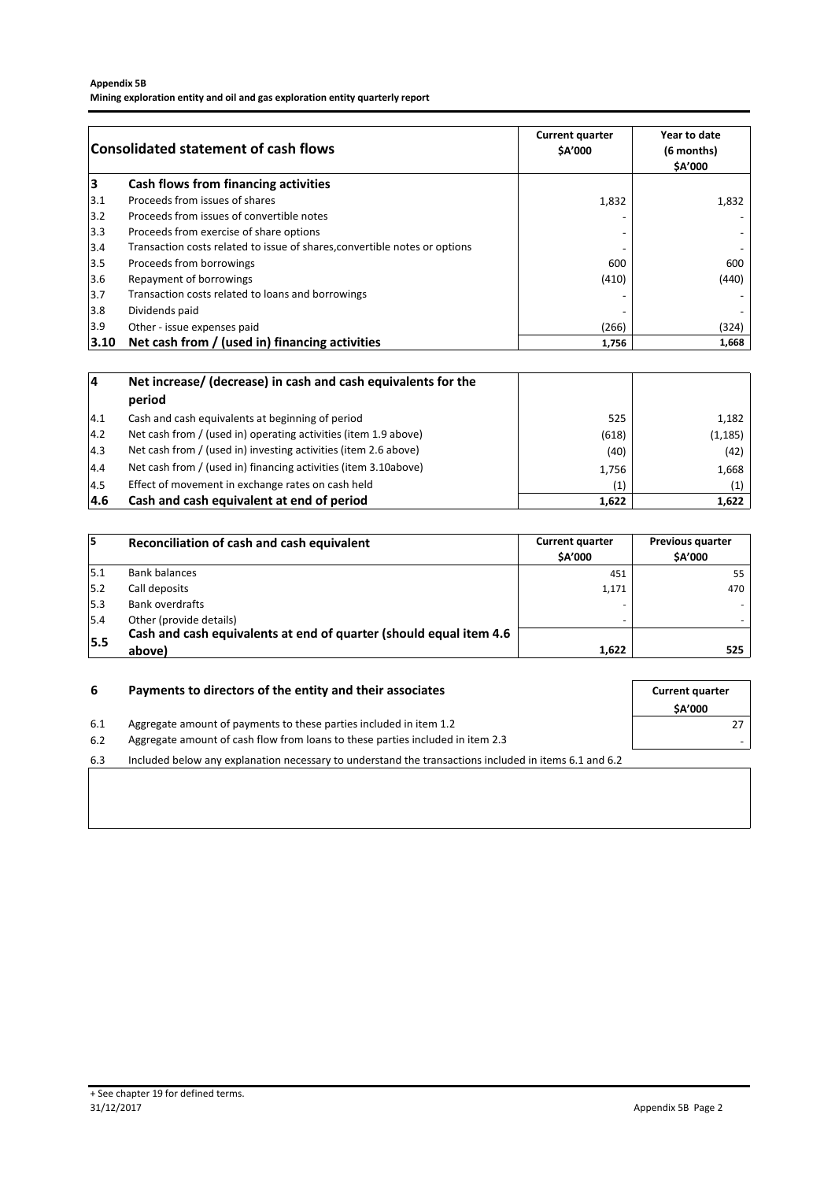| Consolidated statement of cash flows | | Current quarter $A'000 | Year to date (6 months) $A'000 |
|---|---|---|---|
| **3** | **Cash flows from financing activities** | | |
| 3.1 | Proceeds from issues of shares | 1,832 | 1,832 |
| 3.2 | Proceeds from issues of convertible notes | - | - |
| 3.3 | Proceeds from exercise of share options | - | - |
| 3.4 | Transaction costs related to issue of shares,convertible notes or options | - | - |
| 3.5 | Proceeds from borrowings | 600 | 600 |
| 3.6 | Repayment of borrowings | (410) | (440) |
| 3.7 | Transaction costs related to loans and borrowings | - | - |
| 3.8 | Dividends paid | - | - |
| 3.9 | Other - issue expenses paid | (266) | (324) |
| **3.10** | **Net cash from / (used in) financing activities** | **1,756** | **1,668** |

| **4** | **Net increase/ (decrease) in cash and cash equivalents for the period** | | |
|---|---|---|---|
| 4.1 | Cash and cash equivalents at beginning of period | 525 | 1,182 |
| 4.2 | Net cash from / (used in) operating activities (item 1.9 above) | (618) | (1,185) |
| 4.3 | Net cash from / (used in) investing activities (item 2.6 above) | (40) | (42) |
| 4.4 | Net cash from / (used in) financing activities (item 3.10above) | 1,756 | 1,668 |
| 4.5 | Effect of movement in exchange rates on cash held | (1) | (1) |
| **4.6** | **Cash and cash equivalent at end of period** | **1,622** | **1,622** |

| **5** | **Reconciliation of cash and cash equivalent** | Current quarter $A'000 | Previous quarter $A'000 |
|---|---|---|---|
| 5.1 | Bank balances | 451 | 55 |
| 5.2 | Call deposits | 1,171 | 470 |
| 5.3 | Bank overdrafts | - | - |
| 5.4 | Other (provide details) | - | - |
| **5.5** | **Cash and cash equivalents at end of quarter (should equal item 4.6 above)** | **1,622** | **525** |

| **6** | **Payments to directors of the entity and their associates** | Current quarter $A'000 |
|---|---|---|
| 6.1 | Aggregate amount of payments to these parties included in item 1.2 | 27 |
| 6.2 | Aggregate amount of cash flow from loans to these parties included in item 2.3 | - |

6.3 Included below any explanation necessary to understand the transactions included in items 6.1 and 6.2

+ See chapter 19 for defined terms.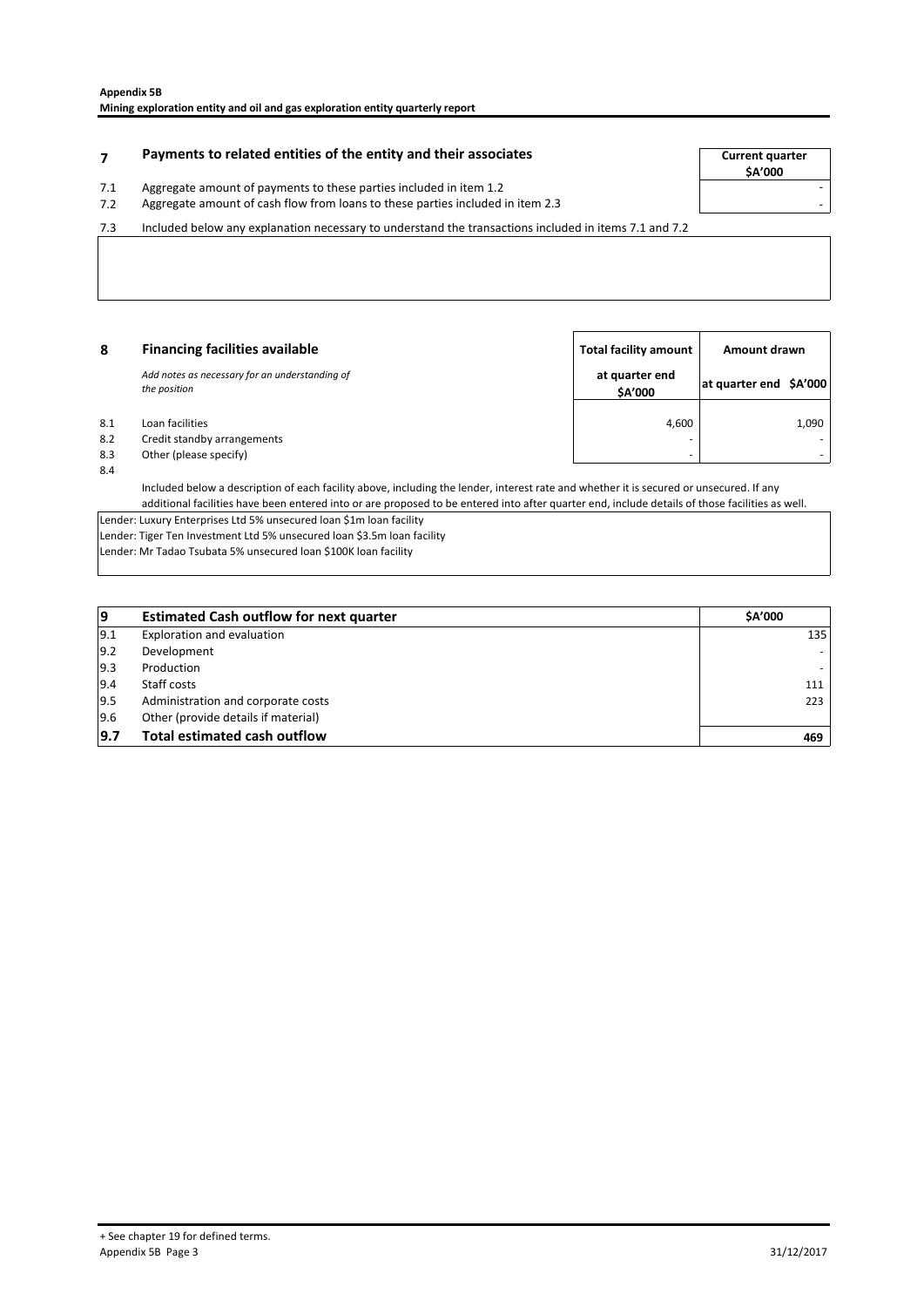## 7 Payments to related entities of the entity and their associates

| | | Current quarter $A'000 |
|---|---|---|
| 7.1 | Aggregate amount of payments to these parties included in item 1.2 | - |
| 7.2 | Aggregate amount of cash flow from loans to these parties included in item 2.3 | - |

7.3 Included below any explanation necessary to understand the transactions included in items 7.1 and 7.2

## 8 Financing facilities available

*Add notes as necessary for an understanding of the position*

| | | Total facility amount at quarter end $A'000 | Amount drawn at quarter end $A'000 |
|---|---|---|---|
| 8.1 | Loan facilities | 4,600 | 1,090 |
| 8.2 | Credit standby arrangements | - | - |
| 8.3 | Other (please specify) | - | - |

8.4 Included below a description of each facility above, including the lender, interest rate and whether it is secured or unsecured. If any additional facilities have been entered into or are proposed to be entered into after quarter end, include details of those facilities as well.

Lender: Luxury Enterprises Ltd 5% unsecured loan $1m loan facility
Lender: Tiger Ten Investment Ltd 5% unsecured loan $3.5m loan facility
Lender: Mr Tadao Tsubata 5% unsecured loan $100K loan facility

| 9 | Estimated Cash outflow for next quarter | $A'000 |
|---|---|---|
| 9.1 | Exploration and evaluation | 135 |
| 9.2 | Development | - |
| 9.3 | Production | - |
| 9.4 | Staff costs | 111 |
| 9.5 | Administration and corporate costs | 223 |
| 9.6 | Other (provide details if material) | |
| **9.7** | **Total estimated cash outflow** | **469** |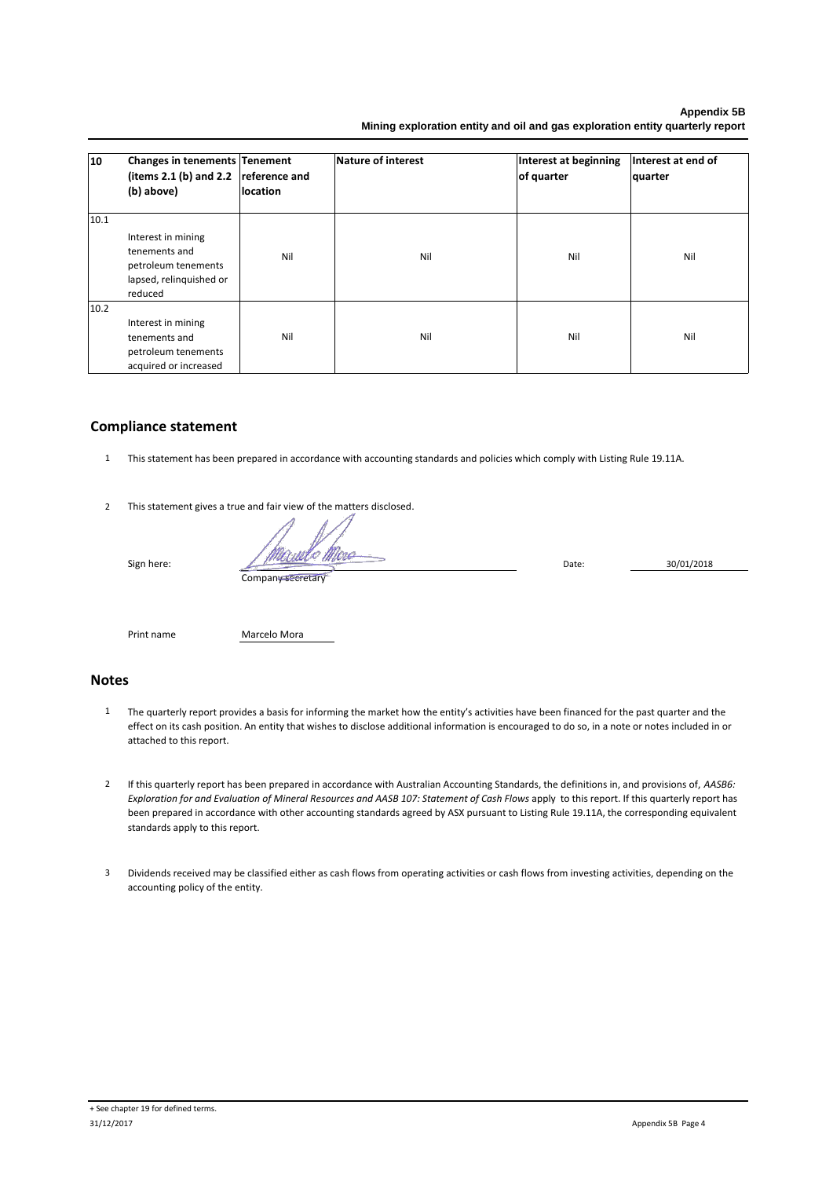| 10 | Changes in tenements (items 2.1 (b) and 2.2 (b) above) | Tenement reference and location | Nature of interest | Interest at beginning of quarter | Interest at end of quarter |
|---|---|---|---|---|---|
| 10.1 | Interest in mining tenements and petroleum tenements lapsed, relinquished or reduced | Nil | Nil | Nil | Nil |
| 10.2 | Interest in mining tenements and petroleum tenements acquired or increased | Nil | Nil | Nil | Nil |

## Compliance statement

1. This statement has been prepared in accordance with accounting standards and policies which comply with Listing Rule 19.11A.

2. This statement gives a true and fair view of the matters disclosed.

Sign here: ______________________ Date: 30/01/2018
Company secretary

Print name Marcelo Mora

## Notes

1. The quarterly report provides a basis for informing the market how the entity's activities have been financed for the past quarter and the effect on its cash position. An entity that wishes to disclose additional information is encouraged to do so, in a note or notes included in or attached to this report.

2. If this quarterly report has been prepared in accordance with Australian Accounting Standards, the definitions in, and provisions of, *AASB6: Exploration for and Evaluation of Mineral Resources and AASB 107: Statement of Cash Flows* apply to this report. If this quarterly report has been prepared in accordance with other accounting standards agreed by ASX pursuant to Listing Rule 19.11A, the corresponding equivalent standards apply to this report.

3. Dividends received may be classified either as cash flows from operating activities or cash flows from investing activities, depending on the accounting policy of the entity.